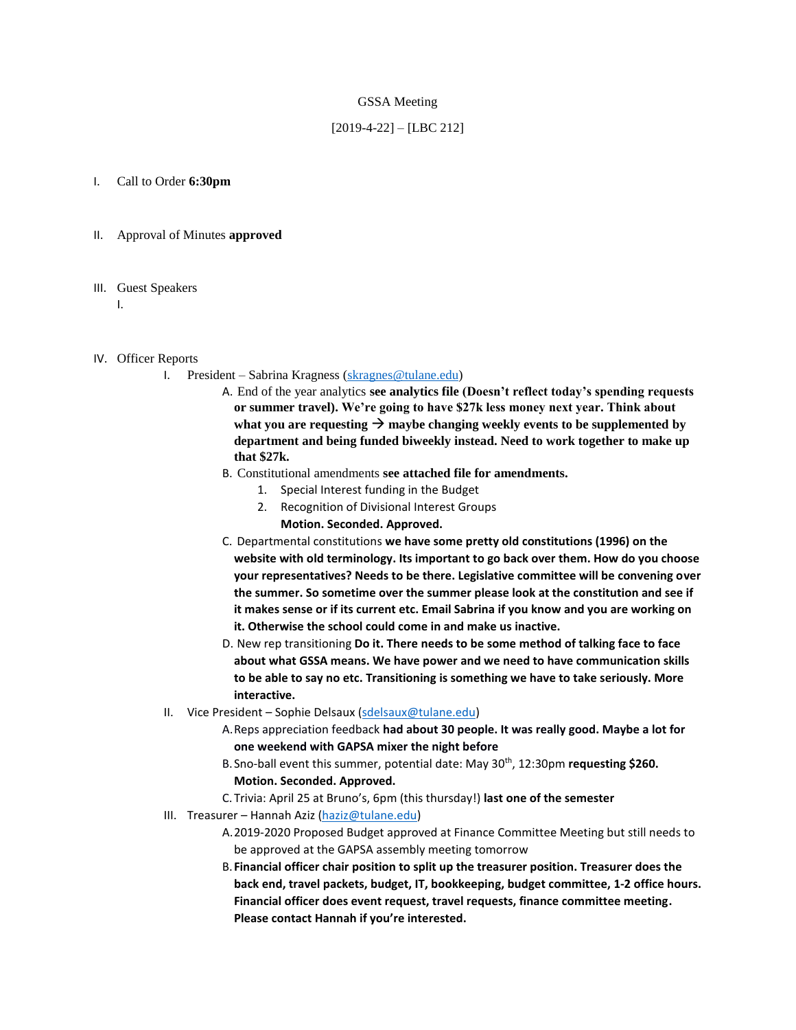GSSA Meeting

[2019-4-22] – [LBC 212]

I. Call to Order **6:30pm**

II. Approval of Minutes **approved**

III. Guest Speakers
   I.

IV. Officer Reports
   I. President – Sabrina Kragness (skragnes@tulane.edu)
      A. End of the year analytics **see analytics file (Doesn't reflect today's spending requests or summer travel). We're going to have $27k less money next year. Think about what you are requesting → maybe changing weekly events to be supplemented by department and being funded biweekly instead. Need to work together to make up that $27k.**
      B. Constitutional amendments **see attached file for amendments.**
         1. Special Interest funding in the Budget
         2. Recognition of Divisional Interest Groups
         **Motion. Seconded. Approved.**
      C. Departmental constitutions **we have some pretty old constitutions (1996) on the website with old terminology. Its important to go back over them. How do you choose your representatives? Needs to be there. Legislative committee will be convening over the summer. So sometime over the summer please look at the constitution and see if it makes sense or if its current etc. Email Sabrina if you know and you are working on it. Otherwise the school could come in and make us inactive.**
      D. New rep transitioning **Do it. There needs to be some method of talking face to face about what GSSA means. We have power and we need to have communication skills to be able to say no etc. Transitioning is something we have to take seriously. More interactive.**
   II. Vice President – Sophie Delsaux (sdelsaux@tulane.edu)
      A. Reps appreciation feedback **had about 30 people. It was really good. Maybe a lot for one weekend with GAPSA mixer the night before**
      B. Sno-ball event this summer, potential date: May 30th, 12:30pm **requesting $260. Motion. Seconded. Approved.**
      C. Trivia: April 25 at Bruno's, 6pm (this thursday!) **last one of the semester**
   III. Treasurer – Hannah Aziz (haziz@tulane.edu)
      A. 2019-2020 Proposed Budget approved at Finance Committee Meeting but still needs to be approved at the GAPSA assembly meeting tomorrow
      B. **Financial officer chair position to split up the treasurer position. Treasurer does the back end, travel packets, budget, IT, bookkeeping, budget committee, 1-2 office hours. Financial officer does event request, travel requests, finance committee meeting. Please contact Hannah if you're interested.**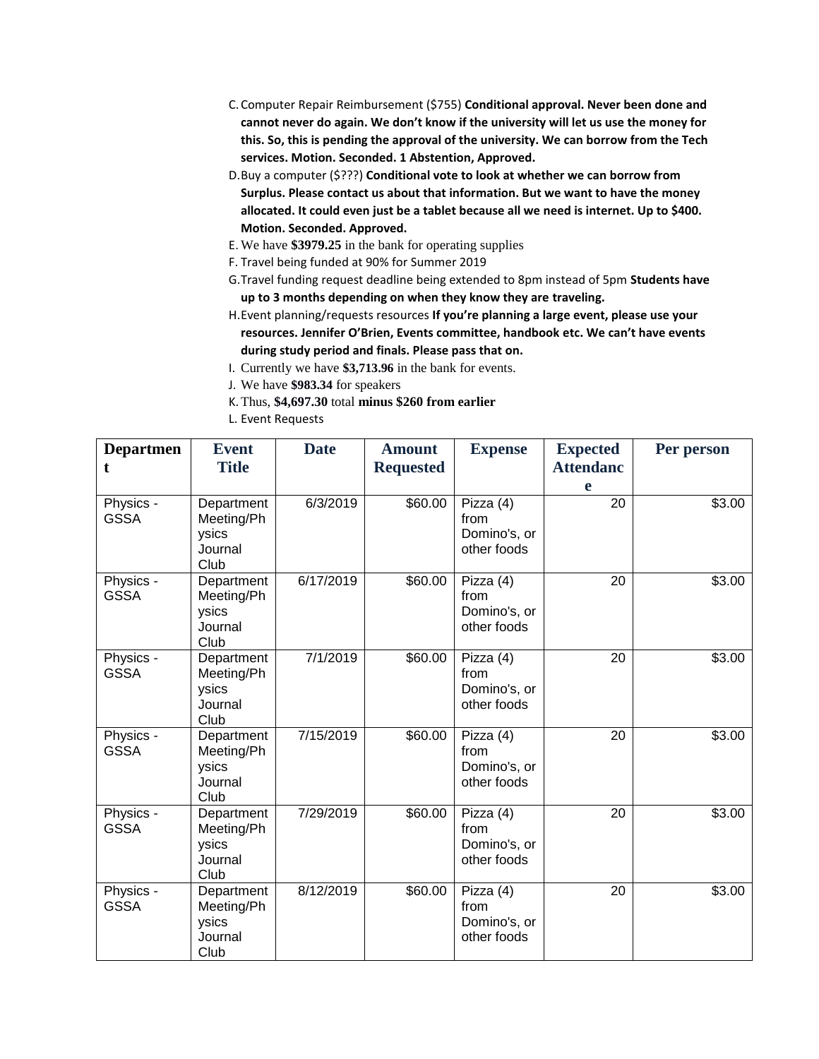C. Computer Repair Reimbursement ($755) **Conditional approval. Never been done and cannot never do again. We don't know if the university will let us use the money for this. So, this is pending the approval of the university. We can borrow from the Tech services. Motion. Seconded. 1 Abstention, Approved.**

D. Buy a computer ($???) **Conditional vote to look at whether we can borrow from Surplus. Please contact us about that information. But we want to have the money allocated. It could even just be a tablet because all we need is internet. Up to $400. Motion. Seconded. Approved.**

E. We have **$3979.25** in the bank for operating supplies

F. Travel being funded at 90% for Summer 2019

G. Travel funding request deadline being extended to 8pm instead of 5pm **Students have up to 3 months depending on when they know they are traveling.**

H. Event planning/requests resources **If you're planning a large event, please use your resources. Jennifer O'Brien, Events committee, handbook etc. We can't have events during study period and finals. Please pass that on.**

I. Currently we have **$3,713.96** in the bank for events.

J. We have **$983.34** for speakers

K. Thus, **$4,697.30** total **minus $260 from earlier**

L. Event Requests

| Department | Event Title | Date | Amount Requested | Expense | Expected Attendance | Per person |
|---|---|---|---|---|---|---|
| Physics - GSSA | Department Meeting/Physics Journal Club | 6/3/2019 | $60.00 | Pizza (4) from Domino's, or other foods | 20 | $3.00 |
| Physics - GSSA | Department Meeting/Physics Journal Club | 6/17/2019 | $60.00 | Pizza (4) from Domino's, or other foods | 20 | $3.00 |
| Physics - GSSA | Department Meeting/Physics Journal Club | 7/1/2019 | $60.00 | Pizza (4) from Domino's, or other foods | 20 | $3.00 |
| Physics - GSSA | Department Meeting/Physics Journal Club | 7/15/2019 | $60.00 | Pizza (4) from Domino's, or other foods | 20 | $3.00 |
| Physics - GSSA | Department Meeting/Physics Journal Club | 7/29/2019 | $60.00 | Pizza (4) from Domino's, or other foods | 20 | $3.00 |
| Physics - GSSA | Department Meeting/Physics Journal Club | 8/12/2019 | $60.00 | Pizza (4) from Domino's, or other foods | 20 | $3.00 |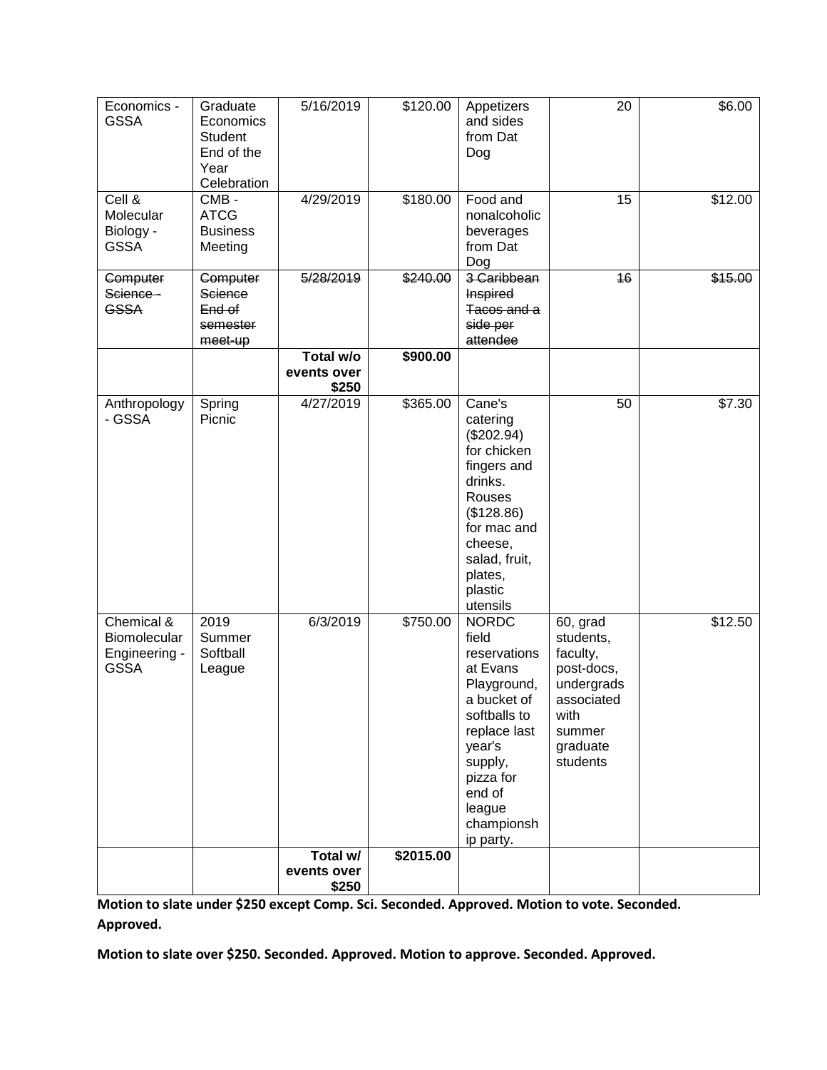| Economics - GSSA | Graduate Economics Student End of the Year Celebration | 5/16/2019 | $120.00 | Appetizers and sides from Dat Dog | 20 | $6.00 |
|---|---|---|---|---|---|---|
| Cell & Molecular Biology - GSSA | CMB - ATCG Business Meeting | 4/29/2019 | $180.00 | Food and nonalcoholic beverages from Dat Dog | 15 | $12.00 |
| ~~Computer Science - GSSA~~ | ~~Computer Science End of semester meet-up~~ | ~~5/28/2019~~ | ~~$240.00~~ | ~~3 Caribbean Inspired Tacos and a side per attendee~~ | ~~16~~ | ~~$15.00~~ |
| | | **Total w/o events over $250** | **$900.00** | | | |
| Anthropology - GSSA | Spring Picnic | 4/27/2019 | $365.00 | Cane's catering ($202.94) for chicken fingers and drinks. Rouses ($128.86) for mac and cheese, salad, fruit, plates, plastic utensils | 50 | $7.30 |
| Chemical & Biomolecular Engineering - GSSA | 2019 Summer Softball League | 6/3/2019 | $750.00 | NORDC field reservations at Evans Playground, a bucket of softballs to replace last year's supply, pizza for end of league championship party. | 60, grad students, faculty, post-docs, undergrads associated with summer graduate students | $12.50 |
| | | **Total w/ events over $250** | **$2015.00** | | | |

**Motion to slate under $250 except Comp. Sci. Seconded. Approved. Motion to vote. Seconded. Approved.**

**Motion to slate over $250. Seconded. Approved. Motion to approve. Seconded. Approved.**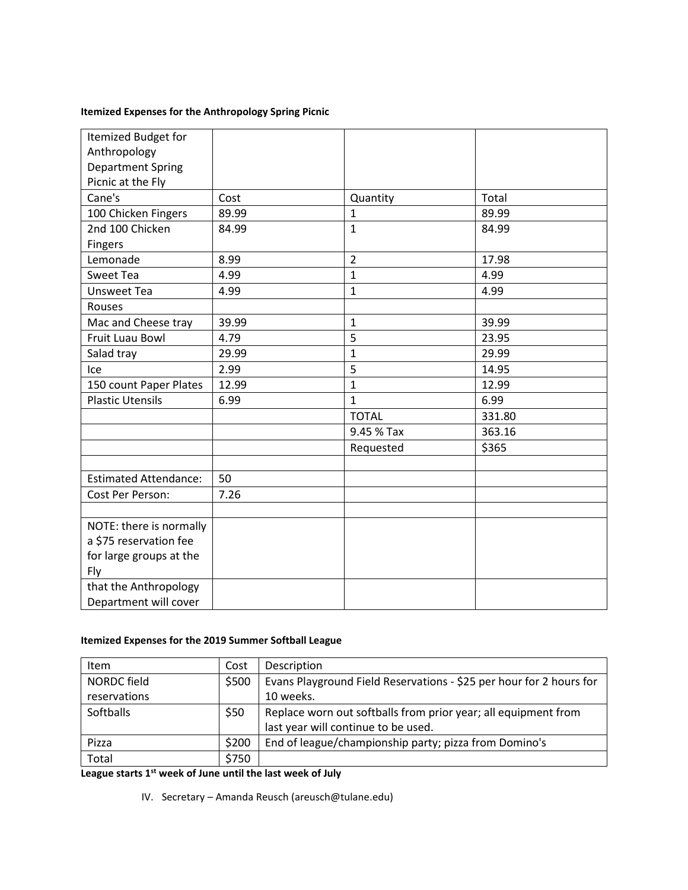**Itemized Expenses for the Anthropology Spring Picnic**

| Itemized Budget for Anthropology Department Spring Picnic at the Fly | | | |
|---|---|---|---|
| Cane's | Cost | Quantity | Total |
| 100 Chicken Fingers | 89.99 | 1 | 89.99 |
| 2nd 100 Chicken Fingers | 84.99 | 1 | 84.99 |
| Lemonade | 8.99 | 2 | 17.98 |
| Sweet Tea | 4.99 | 1 | 4.99 |
| Unsweet Tea | 4.99 | 1 | 4.99 |
| Rouses | | | |
| Mac and Cheese tray | 39.99 | 1 | 39.99 |
| Fruit Luau Bowl | 4.79 | 5 | 23.95 |
| Salad tray | 29.99 | 1 | 29.99 |
| Ice | 2.99 | 5 | 14.95 |
| 150 count Paper Plates | 12.99 | 1 | 12.99 |
| Plastic Utensils | 6.99 | 1 | 6.99 |
| | | TOTAL | 331.80 |
| | | 9.45 % Tax | 363.16 |
| | | Requested | $365 |
| | | | |
| Estimated Attendance: | 50 | | |
| Cost Per Person: | 7.26 | | |
| | | | |
| NOTE: there is normally a $75 reservation fee for large groups at the Fly | | | |
| that the Anthropology Department will cover | | | |

**Itemized Expenses for the 2019 Summer Softball League**

| Item | Cost | Description |
|---|---|---|
| NORDC field reservations | $500 | Evans Playground Field Reservations - $25 per hour for 2 hours for 10 weeks. |
| Softballs | $50 | Replace worn out softballs from prior year; all equipment from last year will continue to be used. |
| Pizza | $200 | End of league/championship party; pizza from Domino's |
| Total | $750 | |

**League starts 1st week of June until the last week of July**

IV. Secretary – Amanda Reusch (areusch@tulane.edu)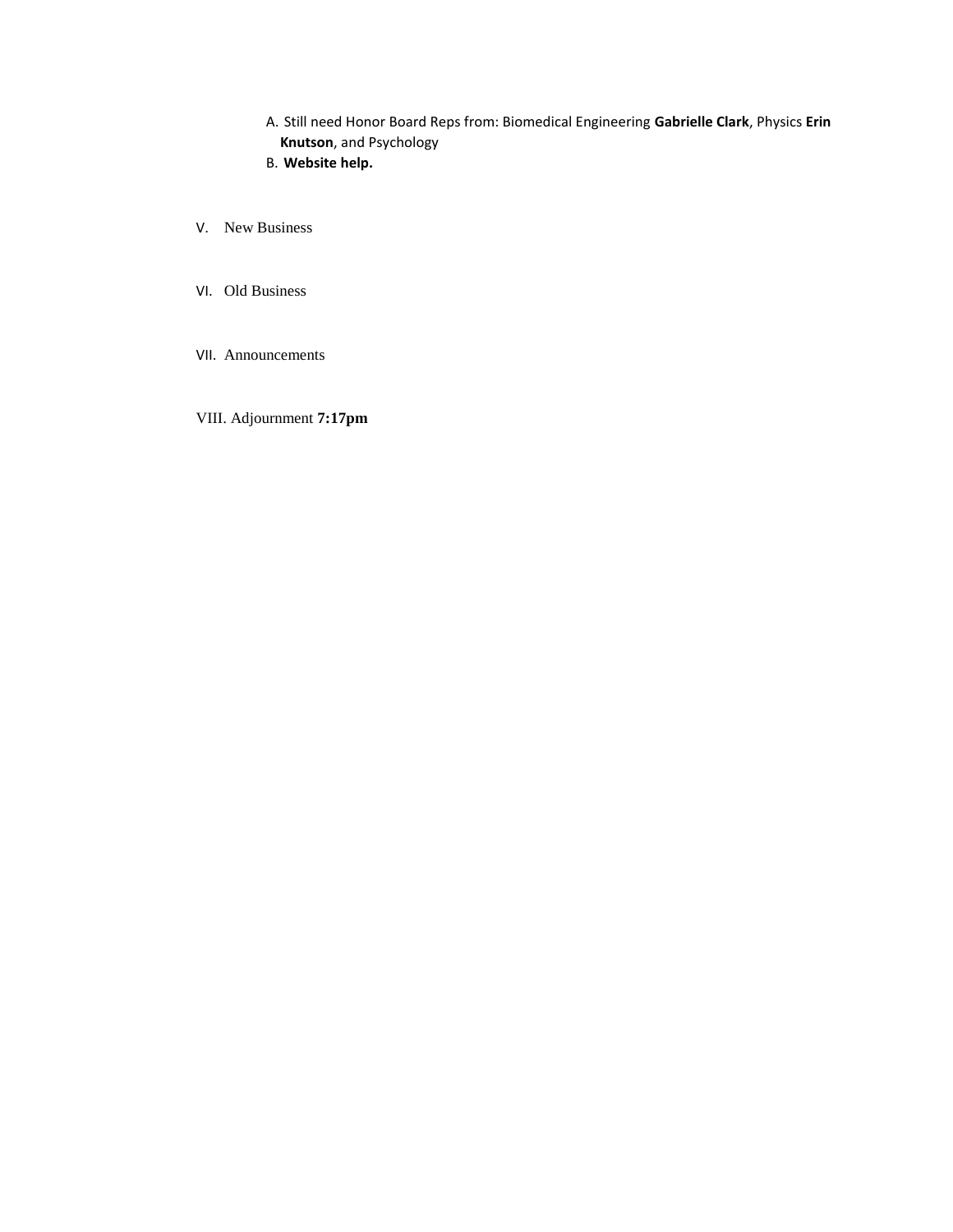A. Still need Honor Board Reps from: Biomedical Engineering **Gabrielle Clark**, Physics **Erin Knutson**, and Psychology

B. **Website help.**

V. New Business

VI. Old Business

VII. Announcements

VIII. Adjournment **7:17pm**